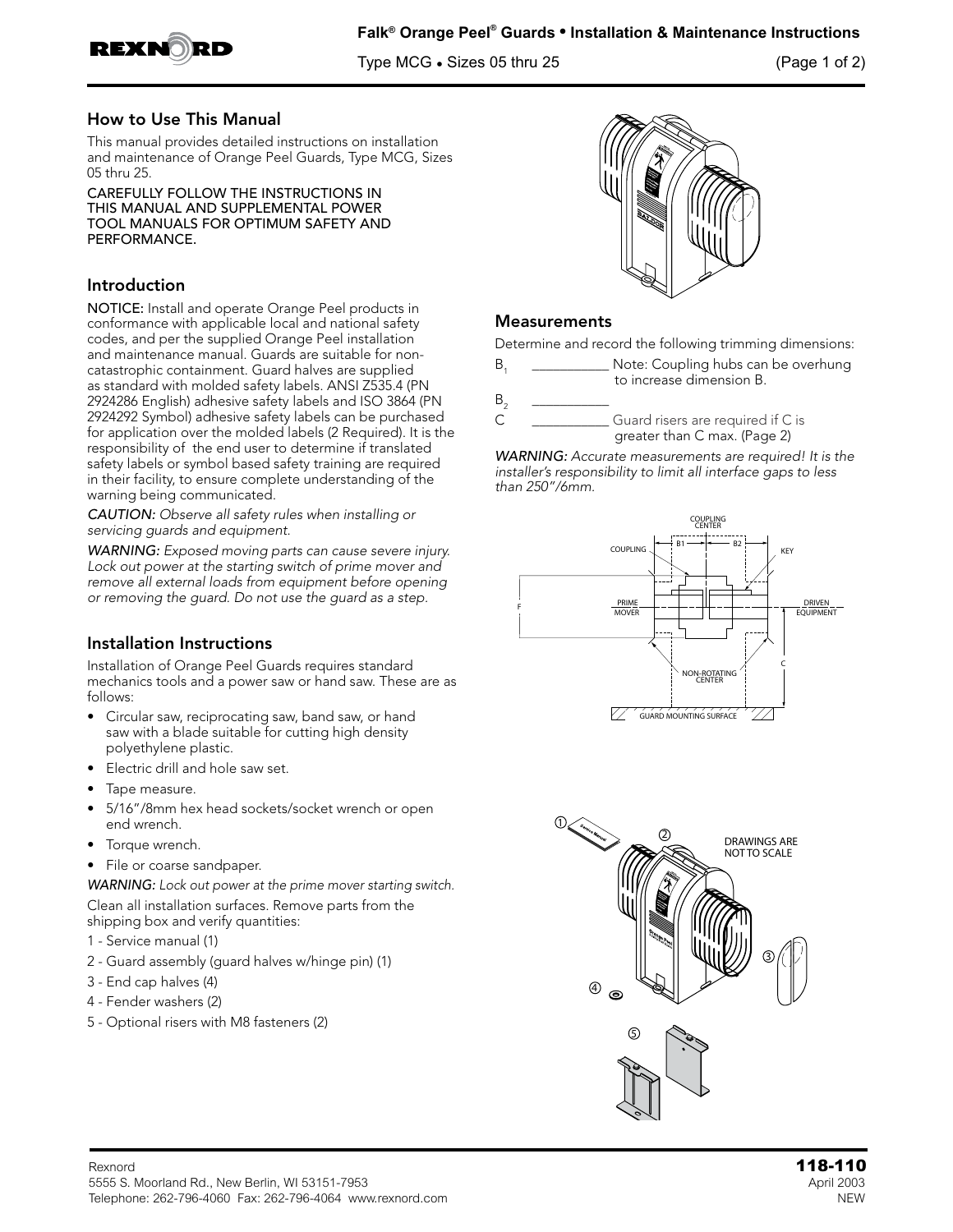# Falk® Orange Peel® Guards • Installation & Maintenance Instructions

Type MCG • Sizes 05 thru 25

## How to Use This Manual

This manual provides detailed instructions on installation and maintenance of Orange Peel Guards, Type MCG, Sizes 05 thru 25.

CAREFULLY FOLLOW THE INSTRUCTIONS IN THIS MANUAL AND SUPPLEMENTAL POWER TOOL MANUALS FOR OPTIMUM SAFETY AND PERFORMANCE.

## Introduction

**NOTICE:** Install and operate Orange Peel products in conformance with applicable local and national safety codes, and per the supplied Orange Peel installation and maintenance manual. Guards are suitable for non-catastrophic containment. Guard halves are supplied as standard with molded safety labels. ANSI Z535.4 (PN 2924286 English) adhesive safety labels and ISO 3864 (PN 2924292 Symbol) adhesive safety labels can be purchased for application over the molded labels (2 Required). It is the responsibility of the end user to determine if translated safety labels or symbol based safety training are required in their facility, to ensure complete understanding of the warning being communicated.

*CAUTION: Observe all safety rules when installing or servicing guards and equipment.*

*WARNING: Exposed moving parts can cause severe injury. Lock out power at the starting switch of prime mover and remove all external loads from equipment before opening or removing the guard. Do not use the guard as a step.*

## Installation Instructions

Installation of Orange Peel Guards requires standard mechanics tools and a power saw or hand saw. These are as follows:

- Circular saw, reciprocating saw, band saw, or hand saw with a blade suitable for cutting high density polyethylene plastic.
- Electric drill and hole saw set.
- Tape measure.
- 5/16"/8mm hex head sockets/socket wrench or open end wrench.
- Torque wrench.
- File or coarse sandpaper.

*WARNING: Lock out power at the prime mover starting switch.*

Clean all installation surfaces. Remove parts from the shipping box and verify quantities:

1 - Service manual (1)
2 - Guard assembly (guard halves w/hinge pin) (1)
3 - End cap halves (4)
4 - Fender washers (2)
5 - Optional risers with M8 fasteners (2)

## Measurements

Determine and record the following trimming dimensions:

$B_1$ ___________ Note: Coupling hubs can be overhung to increase dimension B.

$B_2$ ___________

C ___________ Guard risers are required if C is greater than C max. (Page 2)

*WARNING: Accurate measurements are required! It is the installer's responsibility to limit all interface gaps to less than 250"/6mm.*

COUPLING CENTER, B1, B2, COUPLING, KEY, PRIME MOVER, DRIVEN EQUIPMENT, F, C, NON-ROTATING CENTER, GUARD MOUNTING SURFACE

DRAWINGS ARE NOT TO SCALE

Rexnord
5555 S. Moorland Rd., New Berlin, WI 53151-7953
Telephone: 262-796-4060 Fax: 262-796-4064 www.rexnord.com

118-110
April 2003
NEW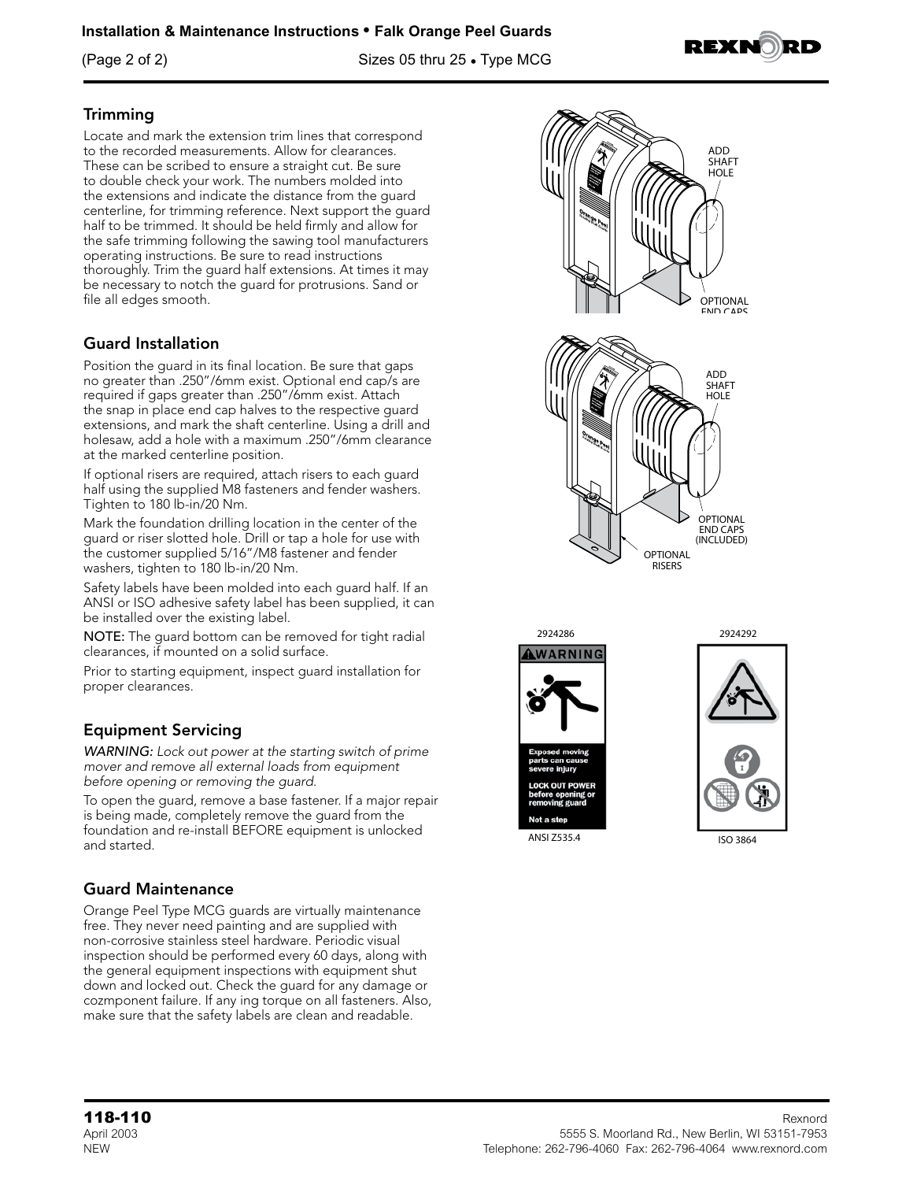## Trimming

Locate and mark the extension trim lines that correspond to the recorded measurements. Allow for clearances. These can be scribed to ensure a straight cut. Be sure to double check your work. The numbers molded into the extensions and indicate the distance from the guard centerline, for trimming reference. Next support the guard half to be trimmed. It should be held firmly and allow for the safe trimming following the sawing tool manufacturers operating instructions. Be sure to read instructions thoroughly. Trim the guard half extensions. At times it may be necessary to notch the guard for protrusions. Sand or file all edges smooth.

## Guard Installation

Position the guard in its final location. Be sure that gaps no greater than .250"/6mm exist. Optional end cap/s are required if gaps greater than .250"/6mm exist. Attach the snap in place end cap halves to the respective guard extensions, and mark the shaft centerline. Using a drill and holesaw, add a hole with a maximum .250"/6mm clearance at the marked centerline position.

If optional risers are required, attach risers to each guard half using the supplied M8 fasteners and fender washers. Tighten to 180 lb-in/20 Nm.

Mark the foundation drilling location in the center of the guard or riser slotted hole. Drill or tap a hole for use with the customer supplied 5/16"/M8 fastener and fender washers, tighten to 180 lb-in/20 Nm.

Safety labels have been molded into each guard half. If an ANSI or ISO adhesive safety label has been supplied, it can be installed over the existing label.

**NOTE:** The guard bottom can be removed for tight radial clearances, if mounted on a solid surface.

Prior to starting equipment, inspect guard installation for proper clearances.

## Equipment Servicing

*WARNING: Lock out power at the starting switch of prime mover and remove all external loads from equipment before opening or removing the guard.*

To open the guard, remove a base fastener. If a major repair is being made, completely remove the guard from the foundation and re-install BEFORE equipment is unlocked and started.

## Guard Maintenance

Orange Peel Type MCG guards are virtually maintenance free. They never need painting and are supplied with non-corrosive stainless steel hardware. Periodic visual inspection should be performed every 60 days, along with the general equipment inspections with equipment shut down and locked out. Check the guard for any damage or cozmponent failure. If any ing torque on all fasteners. Also, make sure that the safety labels are clean and readable.

ADD SHAFT HOLE

OPTIONAL END CAPS

ADD SHAFT HOLE

OPTIONAL END CAPS (INCLUDED)

OPTIONAL RISERS

2924286

WARNING

Exposed moving parts can cause severe injury

LOCK OUT POWER before opening or removing guard

Not a step

ANSI Z535.4

2924292

ISO 3864

**118-110**
April 2003
NEW

Rexnord
5555 S. Moorland Rd., New Berlin, WI 53151-7953
Telephone: 262-796-4060 Fax: 262-796-4064 www.rexnord.com